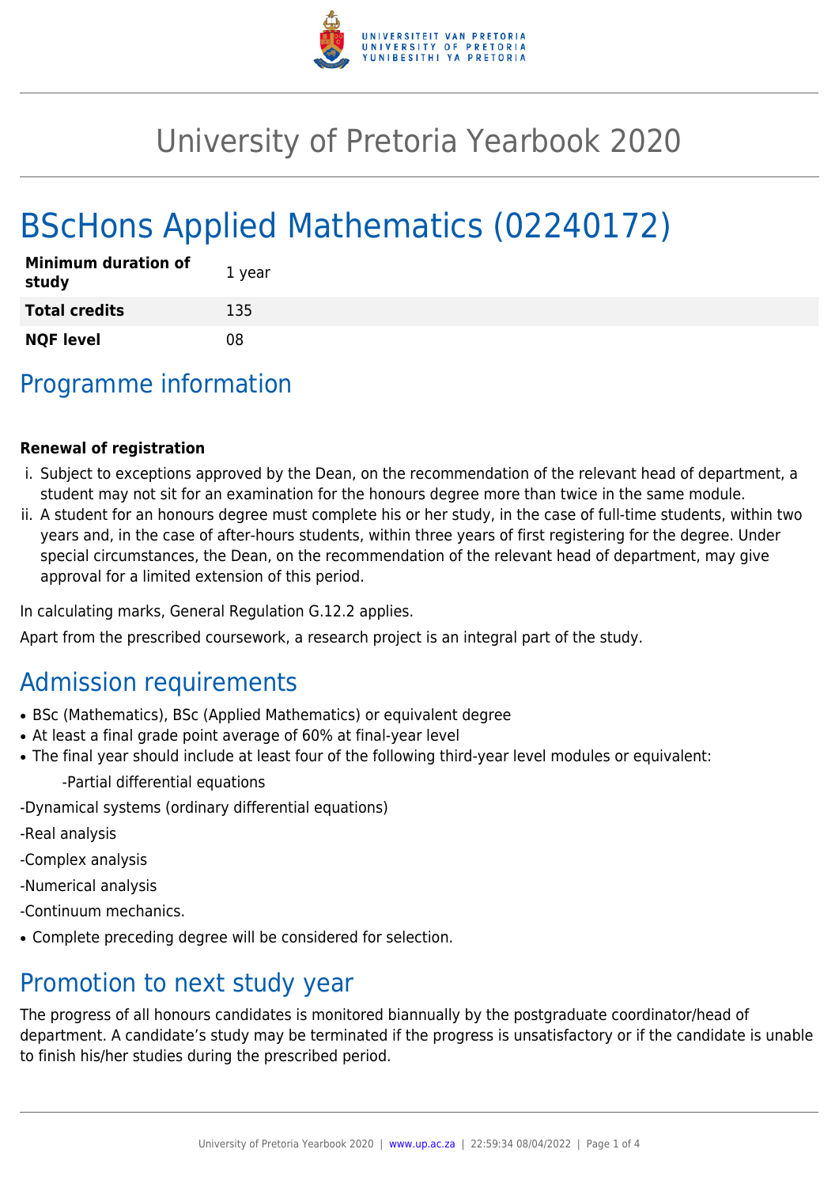# University of Pretoria Yearbook 2020

# BScHons Applied Mathematics (02240172)

| **Minimum duration of study** | 1 year |
|---|---|
| **Total credits** | 135 |
| **NQF level** | 08 |

## Programme information

**Renewal of registration**

i. Subject to exceptions approved by the Dean, on the recommendation of the relevant head of department, a student may not sit for an examination for the honours degree more than twice in the same module.
ii. A student for an honours degree must complete his or her study, in the case of full-time students, within two years and, in the case of after-hours students, within three years of first registering for the degree. Under special circumstances, the Dean, on the recommendation of the relevant head of department, may give approval for a limited extension of this period.

In calculating marks, General Regulation G.12.2 applies.

Apart from the prescribed coursework, a research project is an integral part of the study.

## Admission requirements

- BSc (Mathematics), BSc (Applied Mathematics) or equivalent degree
- At least a final grade point average of 60% at final-year level
- The final year should include at least four of the following third-year level modules or equivalent:

  -Partial differential equations

-Dynamical systems (ordinary differential equations)

-Real analysis

-Complex analysis

-Numerical analysis

-Continuum mechanics.

- Complete preceding degree will be considered for selection.

## Promotion to next study year

The progress of all honours candidates is monitored biannually by the postgraduate coordinator/head of department. A candidate's study may be terminated if the progress is unsatisfactory or if the candidate is unable to finish his/her studies during the prescribed period.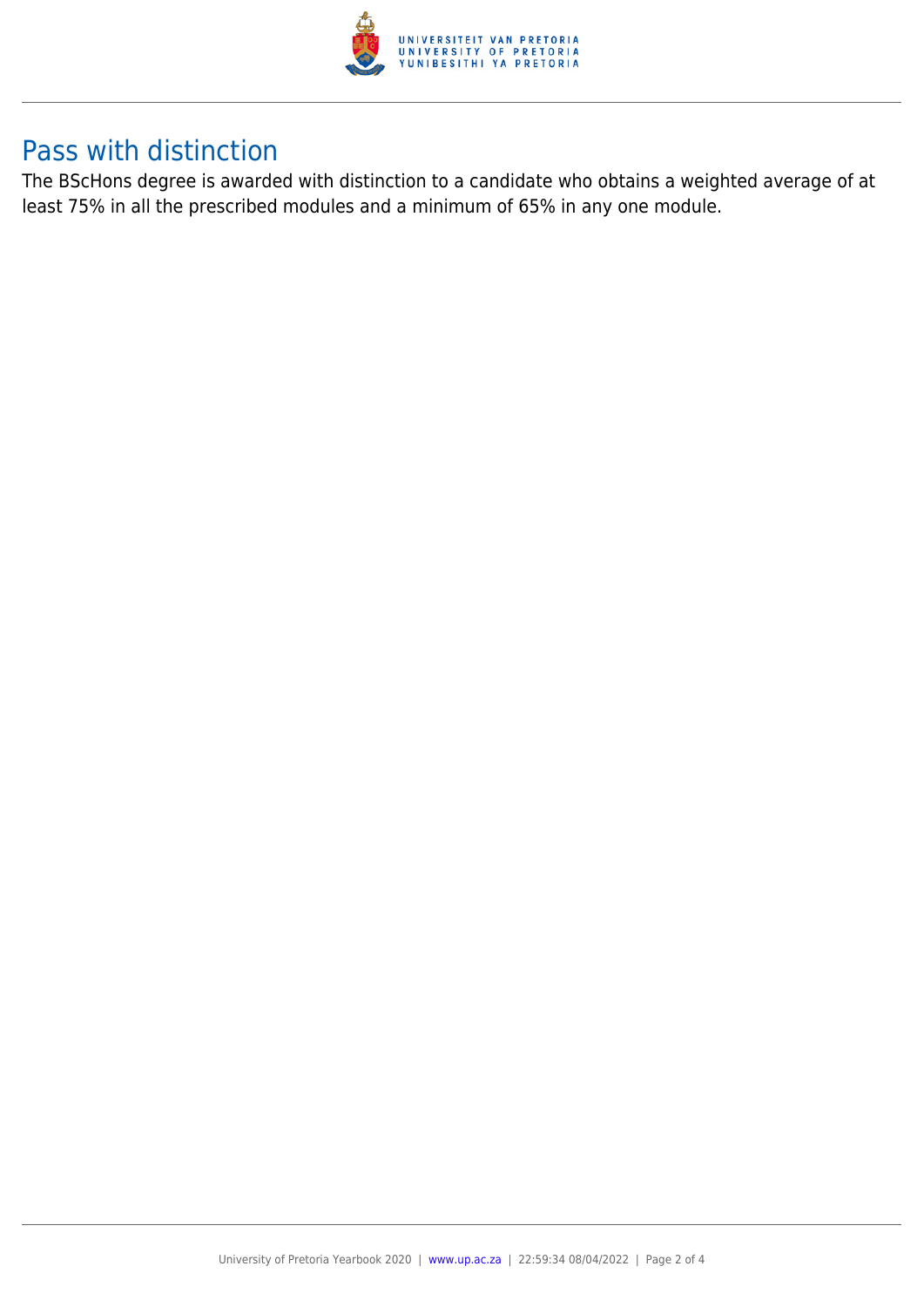## Pass with distinction

The BScHons degree is awarded with distinction to a candidate who obtains a weighted average of at least 75% in all the prescribed modules and a minimum of 65% in any one module.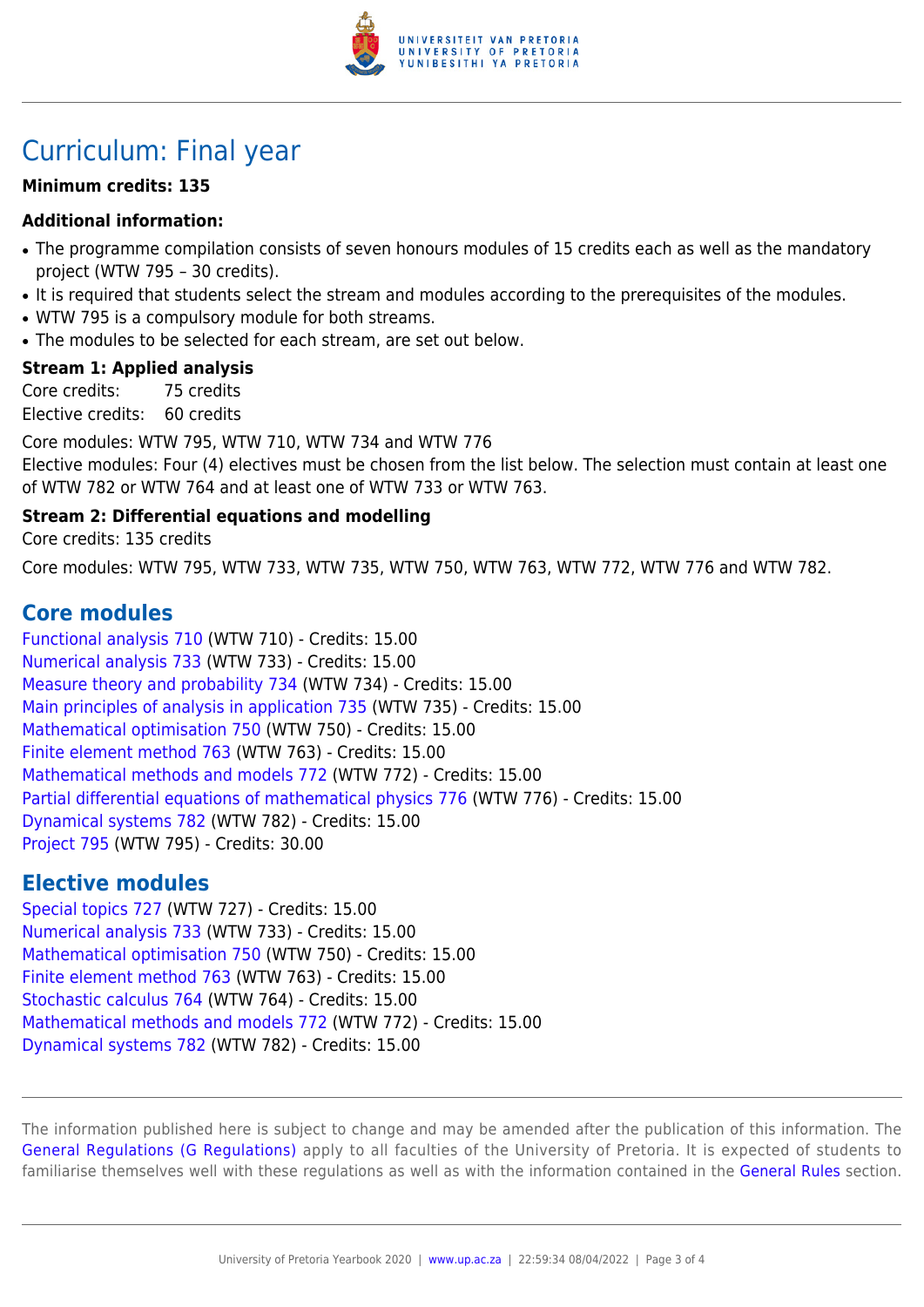# Curriculum: Final year

**Minimum credits: 135**

**Additional information:**

- The programme compilation consists of seven honours modules of 15 credits each as well as the mandatory project (WTW 795 – 30 credits).
- It is required that students select the stream and modules according to the prerequisites of the modules.
- WTW 795 is a compulsory module for both streams.
- The modules to be selected for each stream, are set out below.

**Stream 1: Applied analysis**

Core credits: 75 credits
Elective credits: 60 credits

Core modules: WTW 795, WTW 710, WTW 734 and WTW 776
Elective modules: Four (4) electives must be chosen from the list below. The selection must contain at least one of WTW 782 or WTW 764 and at least one of WTW 733 or WTW 763.

**Stream 2: Differential equations and modelling**

Core credits: 135 credits

Core modules: WTW 795, WTW 733, WTW 735, WTW 750, WTW 763, WTW 772, WTW 776 and WTW 782.

## Core modules

Functional analysis 710 (WTW 710) - Credits: 15.00
Numerical analysis 733 (WTW 733) - Credits: 15.00
Measure theory and probability 734 (WTW 734) - Credits: 15.00
Main principles of analysis in application 735 (WTW 735) - Credits: 15.00
Mathematical optimisation 750 (WTW 750) - Credits: 15.00
Finite element method 763 (WTW 763) - Credits: 15.00
Mathematical methods and models 772 (WTW 772) - Credits: 15.00
Partial differential equations of mathematical physics 776 (WTW 776) - Credits: 15.00
Dynamical systems 782 (WTW 782) - Credits: 15.00
Project 795 (WTW 795) - Credits: 30.00

## Elective modules

Special topics 727 (WTW 727) - Credits: 15.00
Numerical analysis 733 (WTW 733) - Credits: 15.00
Mathematical optimisation 750 (WTW 750) - Credits: 15.00
Finite element method 763 (WTW 763) - Credits: 15.00
Stochastic calculus 764 (WTW 764) - Credits: 15.00
Mathematical methods and models 772 (WTW 772) - Credits: 15.00
Dynamical systems 782 (WTW 782) - Credits: 15.00

The information published here is subject to change and may be amended after the publication of this information. The General Regulations (G Regulations) apply to all faculties of the University of Pretoria. It is expected of students to familiarise themselves well with these regulations as well as with the information contained in the General Rules section.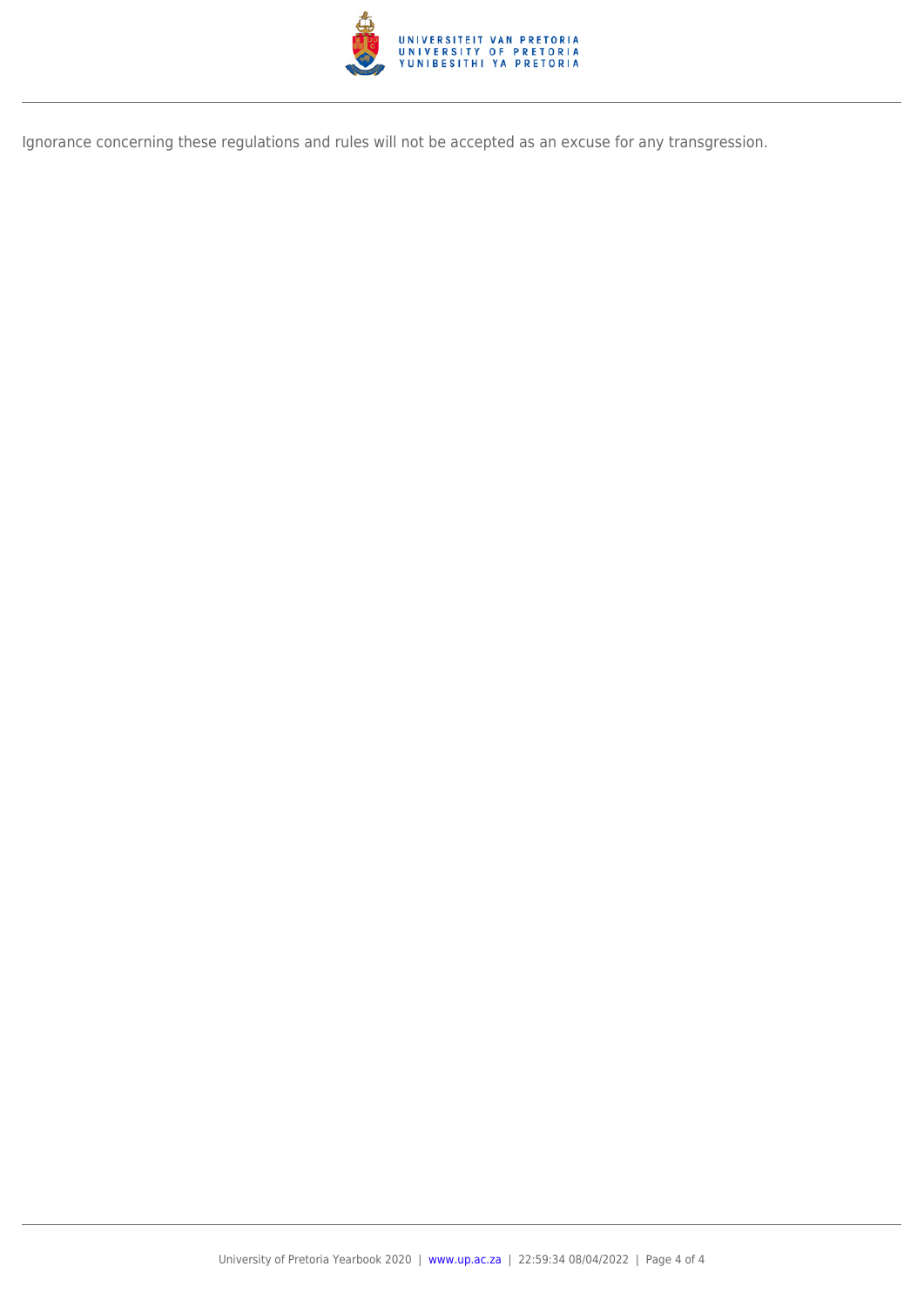Ignorance concerning these regulations and rules will not be accepted as an excuse for any transgression.